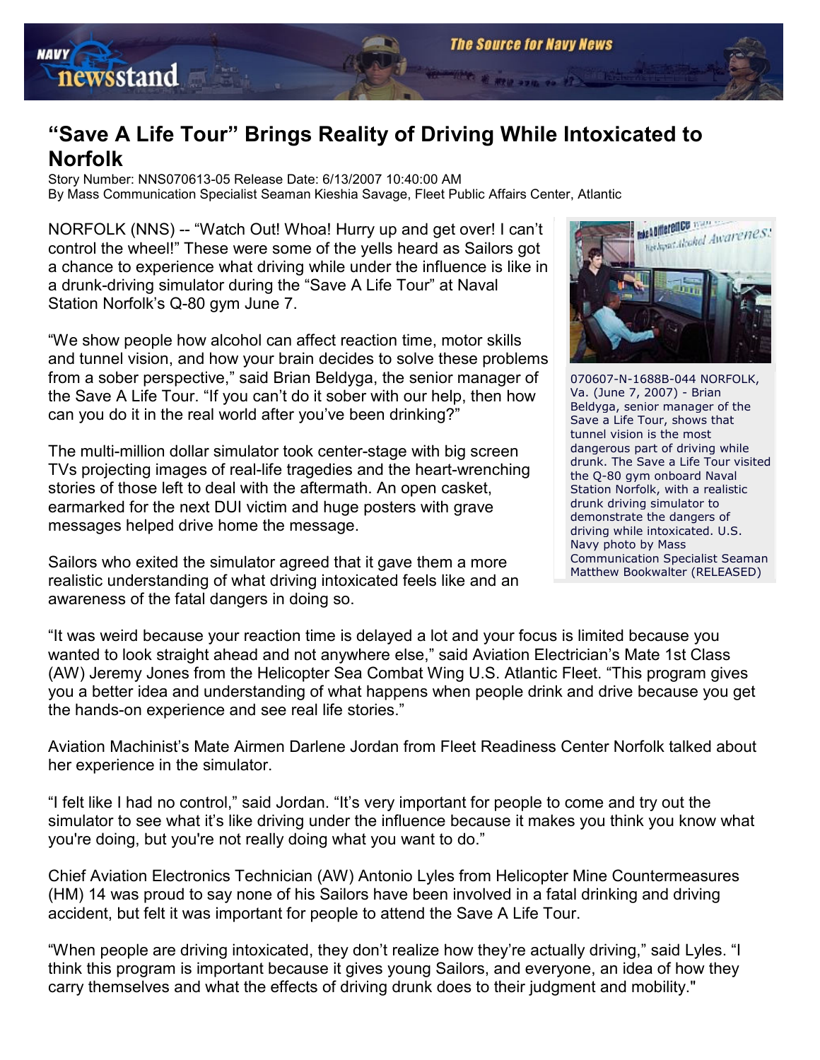# "Save A Life Tour" Brings Reality of Driving While Intoxicated to Norfolk

Story Number: NNS070613-05 Release Date: 6/13/2007 10:40:00 AM

By Mass Communication Specialist Seaman Kieshia Savage, Fleet Public Affairs Center, Atlantic

NORFOLK (NNS) -- "Watch Out! Whoa! Hurry up and get over! I can't control the wheel!" These were some of the yells heard as Sailors got a chance to experience what driving while under the influence is like in a drunk-driving simulator during the "Save A Life Tour" at Naval Station Norfolk's Q-80 gym June 7.

"We show people how alcohol can affect reaction time, motor skills and tunnel vision, and how your brain decides to solve these problems from a sober perspective," said Brian Beldyga, the senior manager of the Save A Life Tour. "If you can't do it sober with our help, then how can you do it in the real world after you've been drinking?"

The multi-million dollar simulator took center-stage with big screen TVs projecting images of real-life tragedies and the heart-wrenching stories of those left to deal with the aftermath. An open casket, earmarked for the next DUI victim and huge posters with grave messages helped drive home the message.

Sailors who exited the simulator agreed that it gave them a more realistic understanding of what driving intoxicated feels like and an awareness of the fatal dangers in doing so.

070607-N-1688B-044 NORFOLK, Va. (June 7, 2007) - Brian Beldyga, senior manager of the Save a Life Tour, shows that tunnel vision is the most dangerous part of driving while drunk. The Save a Life Tour visited the Q-80 gym onboard Naval Station Norfolk, with a realistic drunk driving simulator to demonstrate the dangers of driving while intoxicated. U.S. Navy photo by Mass Communication Specialist Seaman Matthew Bookwalter (RELEASED)

"It was weird because your reaction time is delayed a lot and your focus is limited because you wanted to look straight ahead and not anywhere else," said Aviation Electrician's Mate 1st Class (AW) Jeremy Jones from the Helicopter Sea Combat Wing U.S. Atlantic Fleet. "This program gives you a better idea and understanding of what happens when people drink and drive because you get the hands-on experience and see real life stories."

Aviation Machinist's Mate Airmen Darlene Jordan from Fleet Readiness Center Norfolk talked about her experience in the simulator.

"I felt like I had no control," said Jordan. "It's very important for people to come and try out the simulator to see what it's like driving under the influence because it makes you think you know what you're doing, but you're not really doing what you want to do."

Chief Aviation Electronics Technician (AW) Antonio Lyles from Helicopter Mine Countermeasures (HM) 14 was proud to say none of his Sailors have been involved in a fatal drinking and driving accident, but felt it was important for people to attend the Save A Life Tour.

"When people are driving intoxicated, they don't realize how they're actually driving," said Lyles. "I think this program is important because it gives young Sailors, and everyone, an idea of how they carry themselves and what the effects of driving drunk does to their judgment and mobility."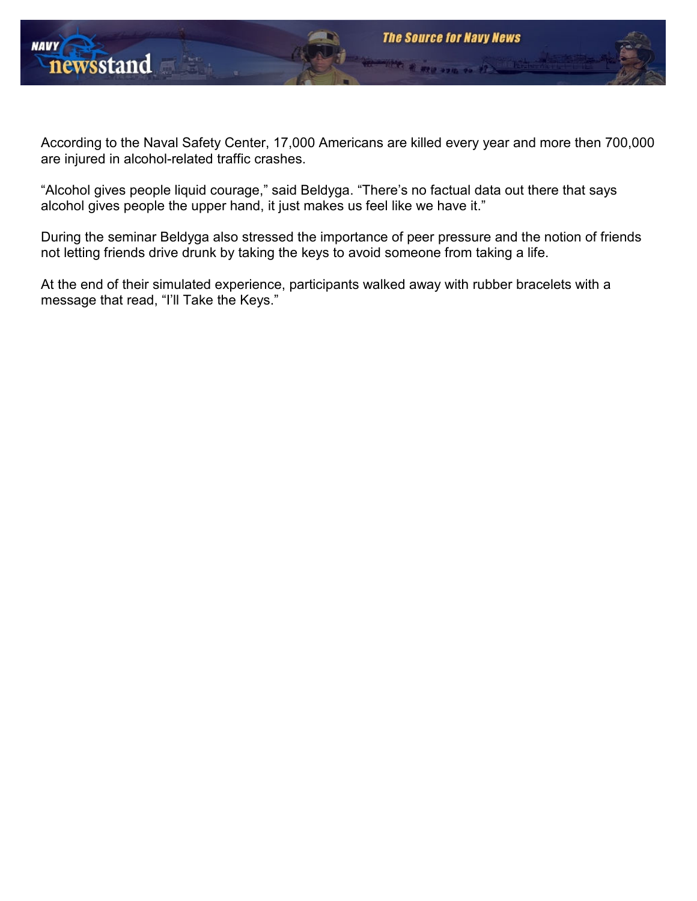According to the Naval Safety Center, 17,000 Americans are killed every year and more then 700,000 are injured in alcohol-related traffic crashes.

“Alcohol gives people liquid courage,” said Beldyga. “There’s no factual data out there that says alcohol gives people the upper hand, it just makes us feel like we have it.”

During the seminar Beldyga also stressed the importance of peer pressure and the notion of friends not letting friends drive drunk by taking the keys to avoid someone from taking a life.

At the end of their simulated experience, participants walked away with rubber bracelets with a message that read, “I’ll Take the Keys.”